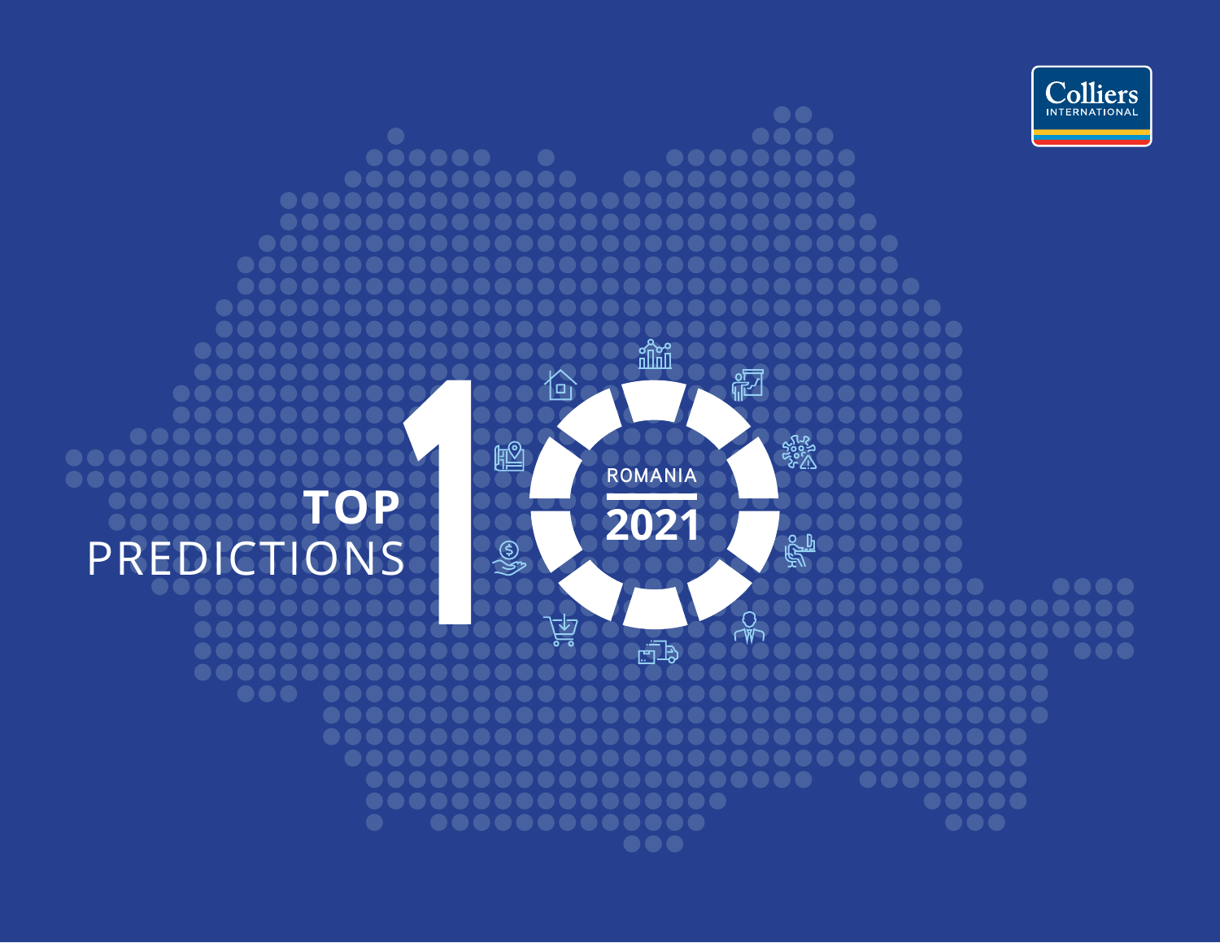Colliers INTERNATIONAL

# TOP 10 PREDICTIONS

ROMANIA

2021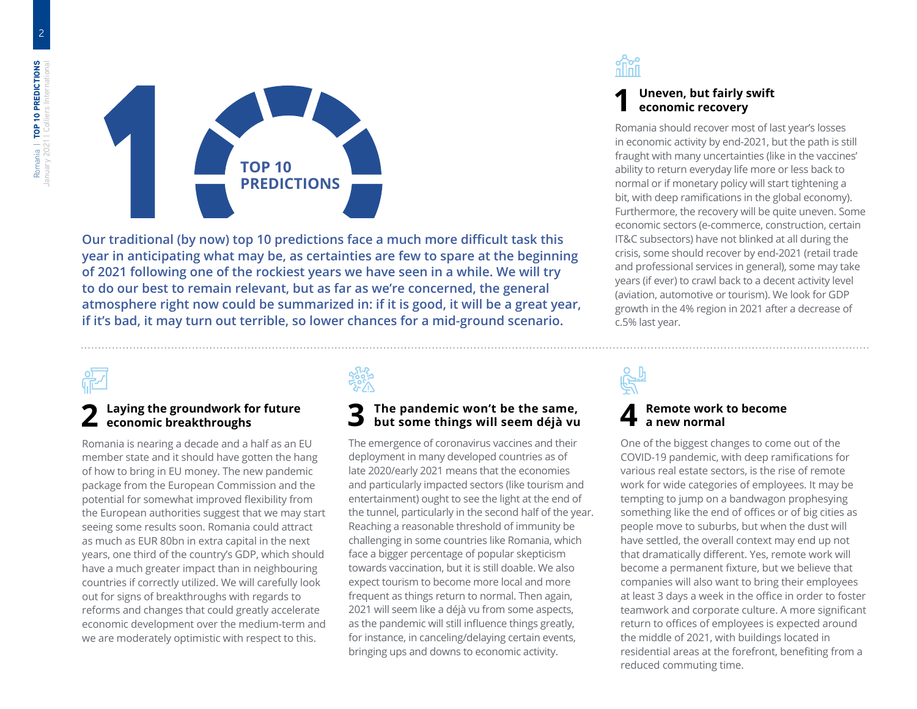# TOP 10 PREDICTIONS

**Our traditional (by now) top 10 predictions face a much more difficult task this year in anticipating what may be, as certainties are few to spare at the beginning of 2021 following one of the rockiest years we have seen in a while. We will try to do our best to remain relevant, but as far as we're concerned, the general atmosphere right now could be summarized in: if it is good, it will be a great year, if it's bad, it may turn out terrible, so lower chances for a mid-ground scenario.**

## 1 Uneven, but fairly swift economic recovery

Romania should recover most of last year's losses in economic activity by end-2021, but the path is still fraught with many uncertainties (like in the vaccines' ability to return everyday life more or less back to normal or if monetary policy will start tightening a bit, with deep ramifications in the global economy). Furthermore, the recovery will be quite uneven. Some economic sectors (e-commerce, construction, certain IT&C subsectors) have not blinked at all during the crisis, some should recover by end-2021 (retail trade and professional services in general), some may take years (if ever) to crawl back to a decent activity level (aviation, automotive or tourism). We look for GDP growth in the 4% region in 2021 after a decrease of c.5% last year.

## 2 Laying the groundwork for future economic breakthroughs

Romania is nearing a decade and a half as an EU member state and it should have gotten the hang of how to bring in EU money. The new pandemic package from the European Commission and the potential for somewhat improved flexibility from the European authorities suggest that we may start seeing some results soon. Romania could attract as much as EUR 80bn in extra capital in the next years, one third of the country's GDP, which should have a much greater impact than in neighbouring countries if correctly utilized. We will carefully look out for signs of breakthroughs with regards to reforms and changes that could greatly accelerate economic development over the medium-term and we are moderately optimistic with respect to this.

## 3 The pandemic won't be the same, but some things will seem déjà vu

The emergence of coronavirus vaccines and their deployment in many developed countries as of late 2020/early 2021 means that the economies and particularly impacted sectors (like tourism and entertainment) ought to see the light at the end of the tunnel, particularly in the second half of the year. Reaching a reasonable threshold of immunity be challenging in some countries like Romania, which face a bigger percentage of popular skepticism towards vaccination, but it is still doable. We also expect tourism to become more local and more frequent as things return to normal. Then again, 2021 will seem like a déjà vu from some aspects, as the pandemic will still influence things greatly, for instance, in canceling/delaying certain events, bringing ups and downs to economic activity.

## 4 Remote work to become a new normal

One of the biggest changes to come out of the COVID-19 pandemic, with deep ramifications for various real estate sectors, is the rise of remote work for wide categories of employees. It may be tempting to jump on a bandwagon prophesying something like the end of offices or of big cities as people move to suburbs, but when the dust will have settled, the overall context may end up not that dramatically different. Yes, remote work will become a permanent fixture, but we believe that companies will also want to bring their employees at least 3 days a week in the office in order to foster teamwork and corporate culture. A more significant return to offices of employees is expected around the middle of 2021, with buildings located in residential areas at the forefront, benefiting from a reduced commuting time.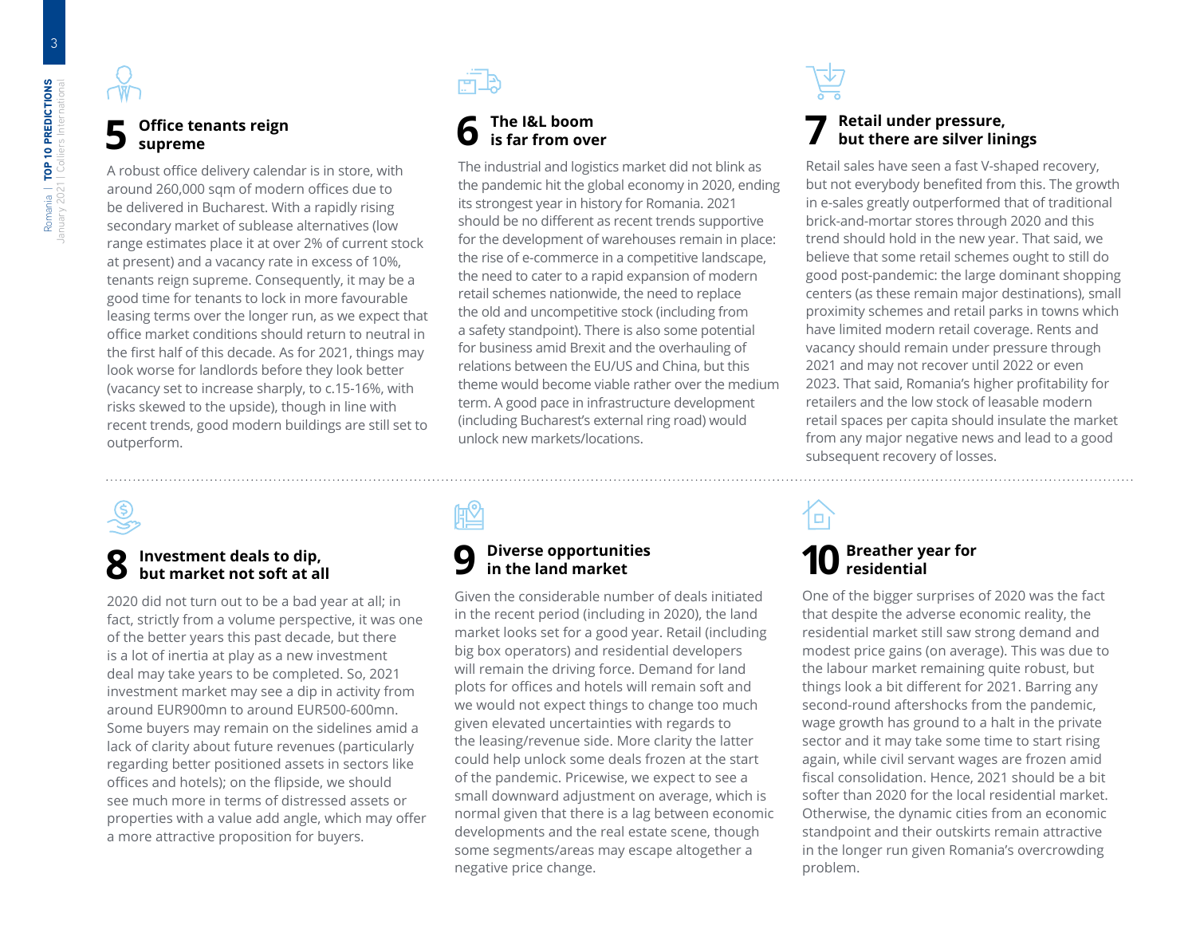## 5 Office tenants reign supreme

A robust office delivery calendar is in store, with around 260,000 sqm of modern offices due to be delivered in Bucharest. With a rapidly rising secondary market of sublease alternatives (low range estimates place it at over 2% of current stock at present) and a vacancy rate in excess of 10%, tenants reign supreme. Consequently, it may be a good time for tenants to lock in more favourable leasing terms over the longer run, as we expect that office market conditions should return to neutral in the first half of this decade. As for 2021, things may look worse for landlords before they look better (vacancy set to increase sharply, to c.15-16%, with risks skewed to the upside), though in line with recent trends, good modern buildings are still set to outperform.

## 6 The I&L boom is far from over

The industrial and logistics market did not blink as the pandemic hit the global economy in 2020, ending its strongest year in history for Romania. 2021 should be no different as recent trends supportive for the development of warehouses remain in place: the rise of e-commerce in a competitive landscape, the need to cater to a rapid expansion of modern retail schemes nationwide, the need to replace the old and uncompetitive stock (including from a safety standpoint). There is also some potential for business amid Brexit and the overhauling of relations between the EU/US and China, but this theme would become viable rather over the medium term. A good pace in infrastructure development (including Bucharest's external ring road) would unlock new markets/locations.

## 7 Retail under pressure, but there are silver linings

Retail sales have seen a fast V-shaped recovery, but not everybody benefited from this. The growth in e-sales greatly outperformed that of traditional brick-and-mortar stores through 2020 and this trend should hold in the new year. That said, we believe that some retail schemes ought to still do good post-pandemic: the large dominant shopping centers (as these remain major destinations), small proximity schemes and retail parks in towns which have limited modern retail coverage. Rents and vacancy should remain under pressure through 2021 and may not recover until 2022 or even 2023. That said, Romania's higher profitability for retailers and the low stock of leasable modern retail spaces per capita should insulate the market from any major negative news and lead to a good subsequent recovery of losses.

## 8 Investment deals to dip, but market not soft at all

2020 did not turn out to be a bad year at all; in fact, strictly from a volume perspective, it was one of the better years this past decade, but there is a lot of inertia at play as a new investment deal may take years to be completed. So, 2021 investment market may see a dip in activity from around EUR900mn to around EUR500-600mn. Some buyers may remain on the sidelines amid a lack of clarity about future revenues (particularly regarding better positioned assets in sectors like offices and hotels); on the flipside, we should see much more in terms of distressed assets or properties with a value add angle, which may offer a more attractive proposition for buyers.

## 9 Diverse opportunities in the land market

Given the considerable number of deals initiated in the recent period (including in 2020), the land market looks set for a good year. Retail (including big box operators) and residential developers will remain the driving force. Demand for land plots for offices and hotels will remain soft and we would not expect things to change too much given elevated uncertainties with regards to the leasing/revenue side. More clarity the latter could help unlock some deals frozen at the start of the pandemic. Pricewise, we expect to see a small downward adjustment on average, which is normal given that there is a lag between economic developments and the real estate scene, though some segments/areas may escape altogether a negative price change.

## 10 Breather year for residential

One of the bigger surprises of 2020 was the fact that despite the adverse economic reality, the residential market still saw strong demand and modest price gains (on average). This was due to the labour market remaining quite robust, but things look a bit different for 2021. Barring any second-round aftershocks from the pandemic, wage growth has ground to a halt in the private sector and it may take some time to start rising again, while civil servant wages are frozen amid fiscal consolidation. Hence, 2021 should be a bit softer than 2020 for the local residential market. Otherwise, the dynamic cities from an economic standpoint and their outskirts remain attractive in the longer run given Romania's overcrowding problem.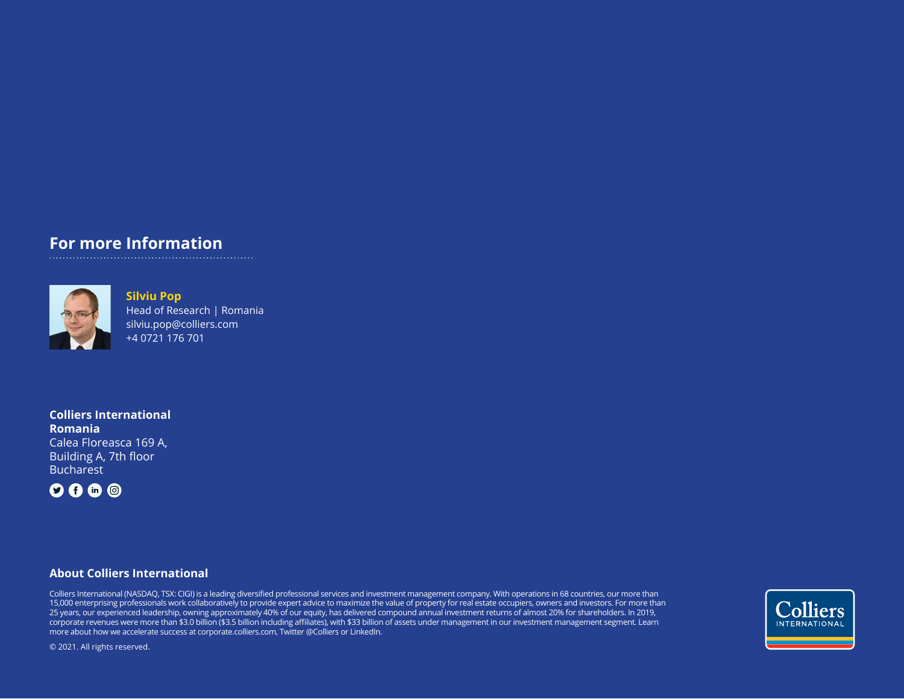## For more Information

**Silviu Pop**
Head of Research | Romania
silviu.pop@colliers.com
+4 0721 176 701

**Colliers International Romania**
Calea Floreasca 169 A,
Building A, 7th floor
Bucharest

### About Colliers International

Colliers International (NASDAQ, TSX: CIGI) is a leading diversified professional services and investment management company. With operations in 68 countries, our more than 15,000 enterprising professionals work collaboratively to provide expert advice to maximize the value of property for real estate occupiers, owners and investors. For more than 25 years, our experienced leadership, owning approximately 40% of our equity, has delivered compound annual investment returns of almost 20% for shareholders. In 2019, corporate revenues were more than $3.0 billion ($3.5 billion including affiliates), with $33 billion of assets under management in our investment management segment. Learn more about how we accelerate success at corporate.colliers.com, Twitter @Colliers or LinkedIn.

© 2021. All rights reserved.

Colliers INTERNATIONAL